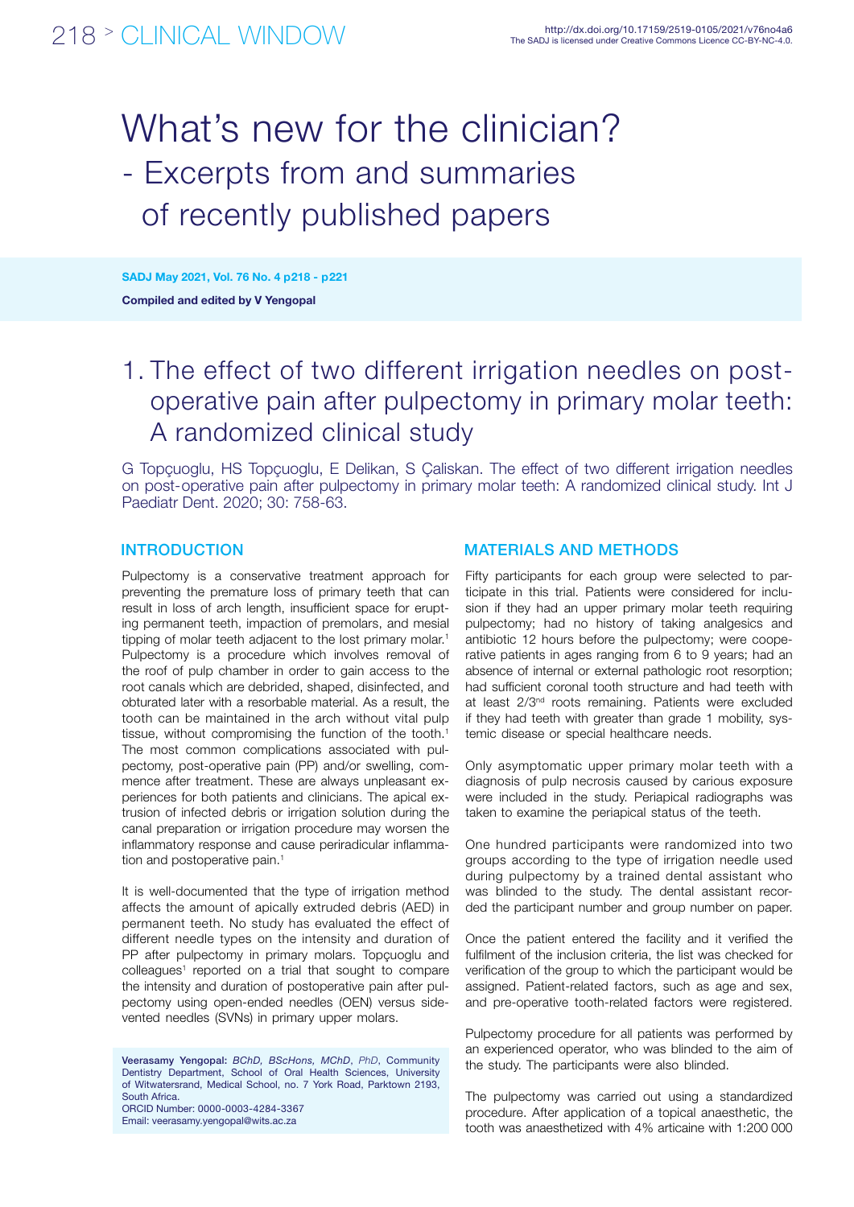# What's new for the clinician?

## - Excerpts from and summaries of recently published papers

**Compiled and edited by V Yengopal**

## 1. The effect of two different irrigation needles on post-operative pain after pulpectomy in primary molar teeth: A randomized clinical study

G Topçuoglu, HS Topçuoglu, E Delikan, S Çaliskan. The effect of two different irrigation needles on post-operative pain after pulpectomy in primary molar teeth: A randomized clinical study. Int J Paediatr Dent. 2020; 30: 758-63.

### INTRODUCTION

Pulpectomy is a conservative treatment approach for preventing the premature loss of primary teeth that can result in loss of arch length, insufficient space for erupting permanent teeth, impaction of premolars, and mesial tipping of molar teeth adjacent to the lost primary molar.[1] Pulpectomy is a procedure which involves removal of the roof of pulp chamber in order to gain access to the root canals which are debrided, shaped, disinfected, and obturated later with a resorbable material. As a result, the tooth can be maintained in the arch without vital pulp tissue, without compromising the function of the tooth.[1] The most common complications associated with pulpectomy, post-operative pain (PP) and/or swelling, commence after treatment. These are always unpleasant experiences for both patients and clinicians. The apical extrusion of infected debris or irrigation solution during the canal preparation or irrigation procedure may worsen the inflammatory response and cause periradicular inflammation and postoperative pain.[1]

It is well-documented that the type of irrigation method affects the amount of apically extruded debris (AED) in permanent teeth. No study has evaluated the effect of different needle types on the intensity and duration of PP after pulpectomy in primary molars. Topçuoglu and colleagues[1] reported on a trial that sought to compare the intensity and duration of postoperative pain after pulpectomy using open-ended needles (OEN) versus side-vented needles (SVNs) in primary upper molars.

**Veerasamy Yengopal:** *BChD, BScHons, MChD*, *PhD*, Community Dentistry Department, School of Oral Health Sciences, University of Witwatersrand, Medical School, no. 7 York Road, Parktown 2193, South Africa.
ORCID Number: 0000-0003-4284-3367
Email: veerasamy.yengopal@wits.ac.za

### MATERIALS AND METHODS

Fifty participants for each group were selected to participate in this trial. Patients were considered for inclusion if they had an upper primary molar teeth requiring pulpectomy; had no history of taking analgesics and antibiotic 12 hours before the pulpectomy; were cooperative patients in ages ranging from 6 to 9 years; had an absence of internal or external pathologic root resorption; had sufficient coronal tooth structure and had teeth with at least 2/3rd roots remaining. Patients were excluded if they had teeth with greater than grade 1 mobility, systemic disease or special healthcare needs.

Only asymptomatic upper primary molar teeth with a diagnosis of pulp necrosis caused by carious exposure were included in the study. Periapical radiographs was taken to examine the periapical status of the teeth.

One hundred participants were randomized into two groups according to the type of irrigation needle used during pulpectomy by a trained dental assistant who was blinded to the study. The dental assistant recorded the participant number and group number on paper.

Once the patient entered the facility and it verified the fulfilment of the inclusion criteria, the list was checked for verification of the group to which the participant would be assigned. Patient-related factors, such as age and sex, and pre-operative tooth-related factors were registered.

Pulpectomy procedure for all patients was performed by an experienced operator, who was blinded to the aim of the study. The participants were also blinded.

The pulpectomy was carried out using a standardized procedure. After application of a topical anaesthetic, the tooth was anaesthetized with 4% articaine with 1:200 000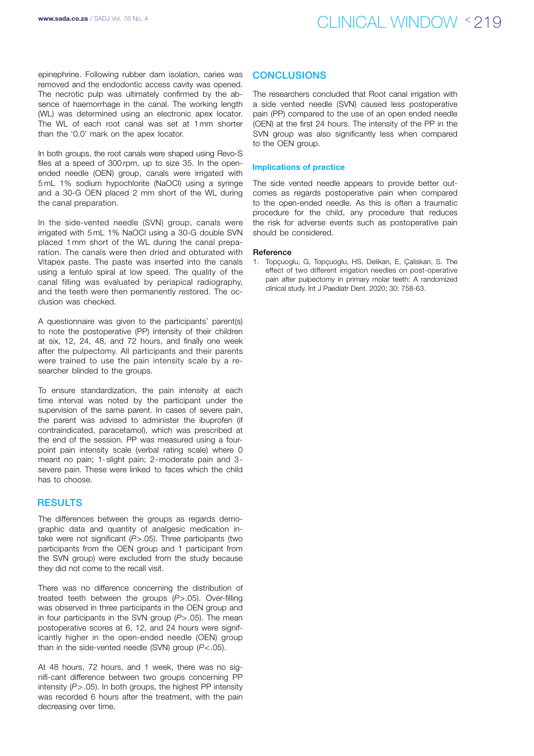epinephrine. Following rubber dam isolation, caries was removed and the endodontic access cavity was opened. The necrotic pulp was ultimately confirmed by the absence of haemorrhage in the canal. The working length (WL) was determined using an electronic apex locator. The WL of each root canal was set at 1 mm shorter than the '0.0' mark on the apex locator.

In both groups, the root canals were shaped using Revo-S files at a speed of 300 rpm, up to size 35. In the open-ended needle (OEN) group, canals were irrigated with 5 mL 1% sodium hypochlorite (NaOCl) using a syringe and a 30-G OEN placed 2 mm short of the WL during the canal preparation.

In the side-vented needle (SVN) group, canals were irrigated with 5 mL 1% NaOCl using a 30-G double SVN placed 1 mm short of the WL during the canal preparation. The canals were then dried and obturated with Vitapex paste. The paste was inserted into the canals using a lentulo spiral at low speed. The quality of the canal filling was evaluated by periapical radiography, and the teeth were then permanently restored. The occlusion was checked.

A questionnaire was given to the participants' parent(s) to note the postoperative (PP) intensity of their children at six, 12, 24, 48, and 72 hours, and finally one week after the pulpectomy. All participants and their parents were trained to use the pain intensity scale by a researcher blinded to the groups.

To ensure standardization, the pain intensity at each time interval was noted by the participant under the supervision of the same parent. In cases of severe pain, the parent was advised to administer the ibuprofen (if contraindicated, paracetamol), which was prescribed at the end of the session. PP was measured using a four-point pain intensity scale (verbal rating scale) where 0 meant no pain; 1-slight pain; 2-moderate pain and 3-severe pain. These were linked to faces which the child has to choose.

## RESULTS

The differences between the groups as regards demographic data and quantity of analgesic medication intake were not significant ($P>.05$). Three participants (two participants from the OEN group and 1 participant from the SVN group) were excluded from the study because they did not come to the recall visit.

There was no difference concerning the distribution of treated teeth between the groups ($P>.05$). Over-filling was observed in three participants in the OEN group and in four participants in the SVN group ($P>.05$). The mean postoperative scores at 6, 12, and 24 hours were significantly higher in the open-ended needle (OEN) group than in the side-vented needle (SVN) group ($P<.05$).

At 48 hours, 72 hours, and 1 week, there was no signifi-cant difference between two groups concerning PP intensity ($P>.05$). In both groups, the highest PP intensity was recorded 6 hours after the treatment, with the pain decreasing over time.

## CONCLUSIONS

The researchers concluded that Root canal irrigation with a side vented needle (SVN) caused less postoperative pain (PP) compared to the use of an open ended needle (OEN) at the first 24 hours. The intensity of the PP in the SVN group was also significantly less when compared to the OEN group.

### Implications of practice

The side vented needle appears to provide better outcomes as regards postoperative pain when compared to the open-ended needle. As this is often a traumatic procedure for the child, any procedure that reduces the risk for adverse events such as postoperative pain should be considered.

### Reference

1. Topçuoglu, G, Topçuoglu, HS, Delikan, E, Çaliskan, S. The effect of two different irrigation needles on post-operative pain after pulpectomy in primary molar teeth: A randomized clinical study. Int J Paediatr Dent. 2020; 30: 758-63.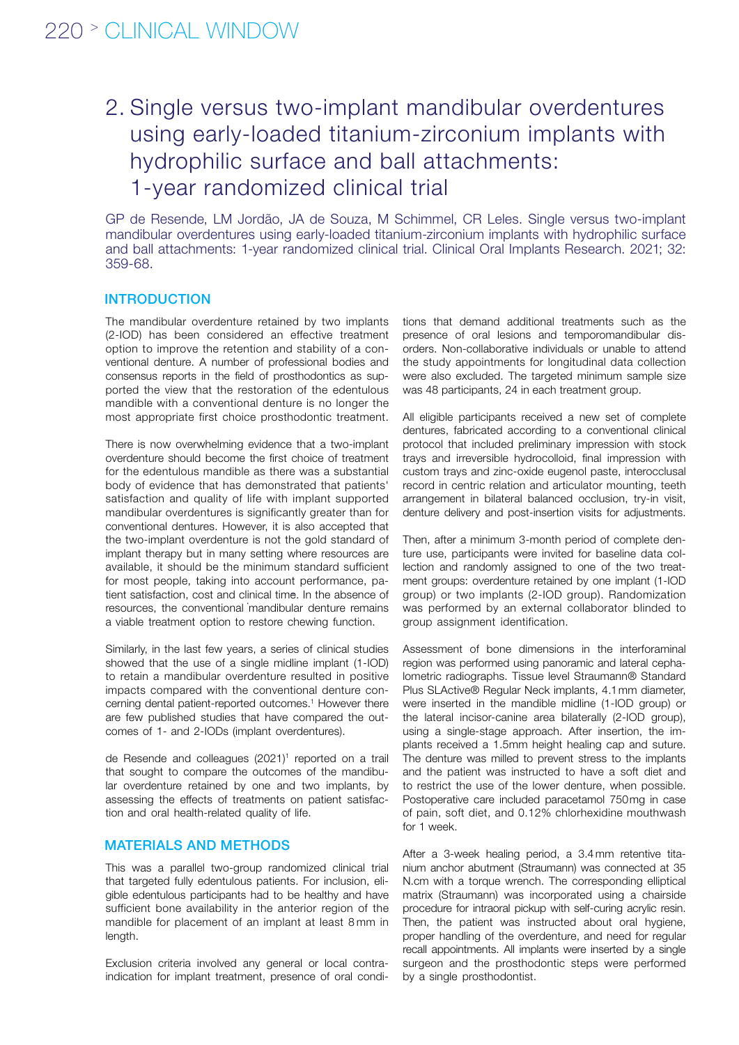## 2. Single versus two-implant mandibular overdentures using early-loaded titanium-zirconium implants with hydrophilic surface and ball attachments: 1-year randomized clinical trial

GP de Resende, LM Jordão, JA de Souza, M Schimmel, CR Leles. Single versus two-implant mandibular overdentures using early-loaded titanium-zirconium implants with hydrophilic surface and ball attachments: 1-year randomized clinical trial. Clinical Oral Implants Research. 2021; 32: 359-68.

### INTRODUCTION

The mandibular overdenture retained by two implants (2-IOD) has been considered an effective treatment option to improve the retention and stability of a conventional denture. A number of professional bodies and consensus reports in the field of prosthodontics as supported the view that the restoration of the edentulous mandible with a conventional denture is no longer the most appropriate first choice prosthodontic treatment.

There is now overwhelming evidence that a two-implant overdenture should become the first choice of treatment for the edentulous mandible as there was a substantial body of evidence that has demonstrated that patients' satisfaction and quality of life with implant supported mandibular overdentures is significantly greater than for conventional dentures. However, it is also accepted that the two-implant overdenture is not the gold standard of implant therapy but in many setting where resources are available, it should be the minimum standard sufficient for most people, taking into account performance, patient satisfaction, cost and clinical time. In the absence of resources, the conventional mandibular denture remains a viable treatment option to restore chewing function.

Similarly, in the last few years, a series of clinical studies showed that the use of a single midline implant (1-IOD) to retain a mandibular overdenture resulted in positive impacts compared with the conventional denture concerning dental patient-reported outcomes.[1] However there are few published studies that have compared the outcomes of 1- and 2-IODs (implant overdentures).

de Resende and colleagues (2021)[1] reported on a trail that sought to compare the outcomes of the mandibular overdenture retained by one and two implants, by assessing the effects of treatments on patient satisfaction and oral health-related quality of life.

### MATERIALS AND METHODS

This was a parallel two-group randomized clinical trial that targeted fully edentulous patients. For inclusion, eligible edentulous participants had to be healthy and have sufficient bone availability in the anterior region of the mandible for placement of an implant at least 8 mm in length.

Exclusion criteria involved any general or local contraindication for implant treatment, presence of oral conditions that demand additional treatments such as the presence of oral lesions and temporomandibular disorders. Non-collaborative individuals or unable to attend the study appointments for longitudinal data collection were also excluded. The targeted minimum sample size was 48 participants, 24 in each treatment group.

All eligible participants received a new set of complete dentures, fabricated according to a conventional clinical protocol that included preliminary impression with stock trays and irreversible hydrocolloid, final impression with custom trays and zinc-oxide eugenol paste, interocclusal record in centric relation and articulator mounting, teeth arrangement in bilateral balanced occlusion, try-in visit, denture delivery and post-insertion visits for adjustments.

Then, after a minimum 3-month period of complete denture use, participants were invited for baseline data collection and randomly assigned to one of the two treatment groups: overdenture retained by one implant (1-IOD group) or two implants (2-IOD group). Randomization was performed by an external collaborator blinded to group assignment identification.

Assessment of bone dimensions in the interforaminal region was performed using panoramic and lateral cephalometric radiographs. Tissue level Straumann® Standard Plus SLActive® Regular Neck implants, 4.1 mm diameter, were inserted in the mandible midline (1-IOD group) or the lateral incisor-canine area bilaterally (2-IOD group), using a single-stage approach. After insertion, the implants received a 1.5mm height healing cap and suture. The denture was milled to prevent stress to the implants and the patient was instructed to have a soft diet and to restrict the use of the lower denture, when possible. Postoperative care included paracetamol 750 mg in case of pain, soft diet, and 0.12% chlorhexidine mouthwash for 1 week.

After a 3-week healing period, a 3.4 mm retentive titanium anchor abutment (Straumann) was connected at 35 N.cm with a torque wrench. The corresponding elliptical matrix (Straumann) was incorporated using a chairside procedure for intraoral pickup with self-curing acrylic resin. Then, the patient was instructed about oral hygiene, proper handling of the overdenture, and need for regular recall appointments. All implants were inserted by a single surgeon and the prosthodontic steps were performed by a single prosthodontist.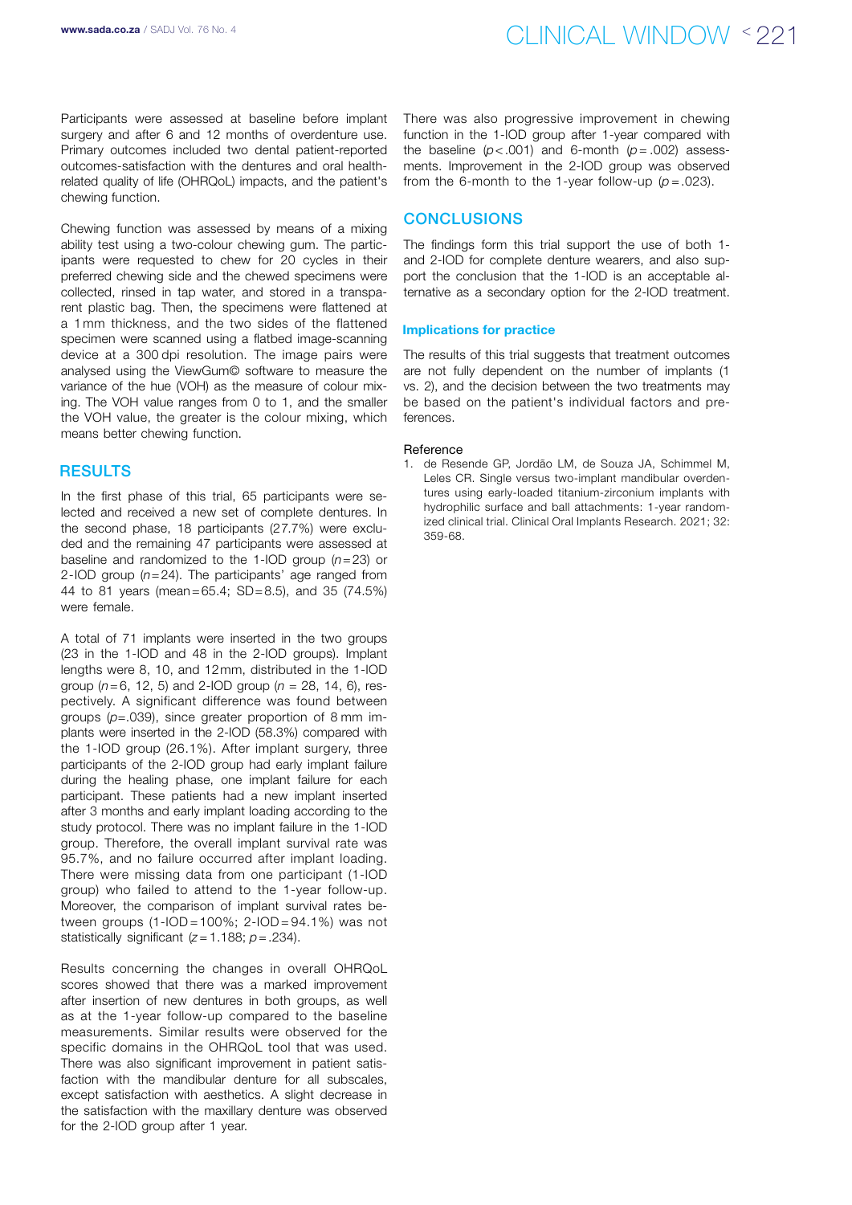Participants were assessed at baseline before implant surgery and after 6 and 12 months of overdenture use. Primary outcomes included two dental patient-reported outcomes-satisfaction with the dentures and oral health-related quality of life (OHRQoL) impacts, and the patient's chewing function.

Chewing function was assessed by means of a mixing ability test using a two-colour chewing gum. The participants were requested to chew for 20 cycles in their preferred chewing side and the chewed specimens were collected, rinsed in tap water, and stored in a transparent plastic bag. Then, the specimens were flattened at a 1 mm thickness, and the two sides of the flattened specimen were scanned using a flatbed image-scanning device at a 300 dpi resolution. The image pairs were analysed using the ViewGum© software to measure the variance of the hue (VOH) as the measure of colour mixing. The VOH value ranges from 0 to 1, and the smaller the VOH value, the greater is the colour mixing, which means better chewing function.

## RESULTS

In the first phase of this trial, 65 participants were selected and received a new set of complete dentures. In the second phase, 18 participants (27.7%) were excluded and the remaining 47 participants were assessed at baseline and randomized to the 1-IOD group ($n=23$) or 2-IOD group ($n=24$). The participants' age ranged from 44 to 81 years (mean=65.4; SD=8.5), and 35 (74.5%) were female.

A total of 71 implants were inserted in the two groups (23 in the 1-IOD and 48 in the 2-IOD groups). Implant lengths were 8, 10, and 12 mm, distributed in the 1-IOD group ($n=6$, 12, 5) and 2-IOD group ($n = 28$, 14, 6), respectively. A significant difference was found between groups ($p=.039$), since greater proportion of 8 mm implants were inserted in the 2-IOD (58.3%) compared with the 1-IOD group (26.1%). After implant surgery, three participants of the 2-IOD group had early implant failure during the healing phase, one implant failure for each participant. These patients had a new implant inserted after 3 months and early implant loading according to the study protocol. There was no implant failure in the 1-IOD group. Therefore, the overall implant survival rate was 95.7%, and no failure occurred after implant loading. There were missing data from one participant (1-IOD group) who failed to attend to the 1-year follow-up. Moreover, the comparison of implant survival rates between groups (1-IOD = 100%; 2-IOD = 94.1%) was not statistically significant ($z = 1.188$; $p = .234$).

Results concerning the changes in overall OHRQoL scores showed that there was a marked improvement after insertion of new dentures in both groups, as well as at the 1-year follow-up compared to the baseline measurements. Similar results were observed for the specific domains in the OHRQoL tool that was used. There was also significant improvement in patient satisfaction with the mandibular denture for all subscales, except satisfaction with aesthetics. A slight decrease in the satisfaction with the maxillary denture was observed for the 2-IOD group after 1 year.

There was also progressive improvement in chewing function in the 1-IOD group after 1-year compared with the baseline ($p < .001$) and 6-month ($p = .002$) assessments. Improvement in the 2-IOD group was observed from the 6-month to the 1-year follow-up ($p = .023$).

## CONCLUSIONS

The findings form this trial support the use of both 1- and 2-IOD for complete denture wearers, and also support the conclusion that the 1-IOD is an acceptable alternative as a secondary option for the 2-IOD treatment.

### Implications for practice

The results of this trial suggests that treatment outcomes are not fully dependent on the number of implants (1 vs. 2), and the decision between the two treatments may be based on the patient's individual factors and preferences.

Reference

1. de Resende GP, Jordão LM, de Souza JA, Schimmel M, Leles CR. Single versus two-implant mandibular overdentures using early-loaded titanium-zirconium implants with hydrophilic surface and ball attachments: 1-year randomized clinical trial. Clinical Oral Implants Research. 2021; 32: 359-68.